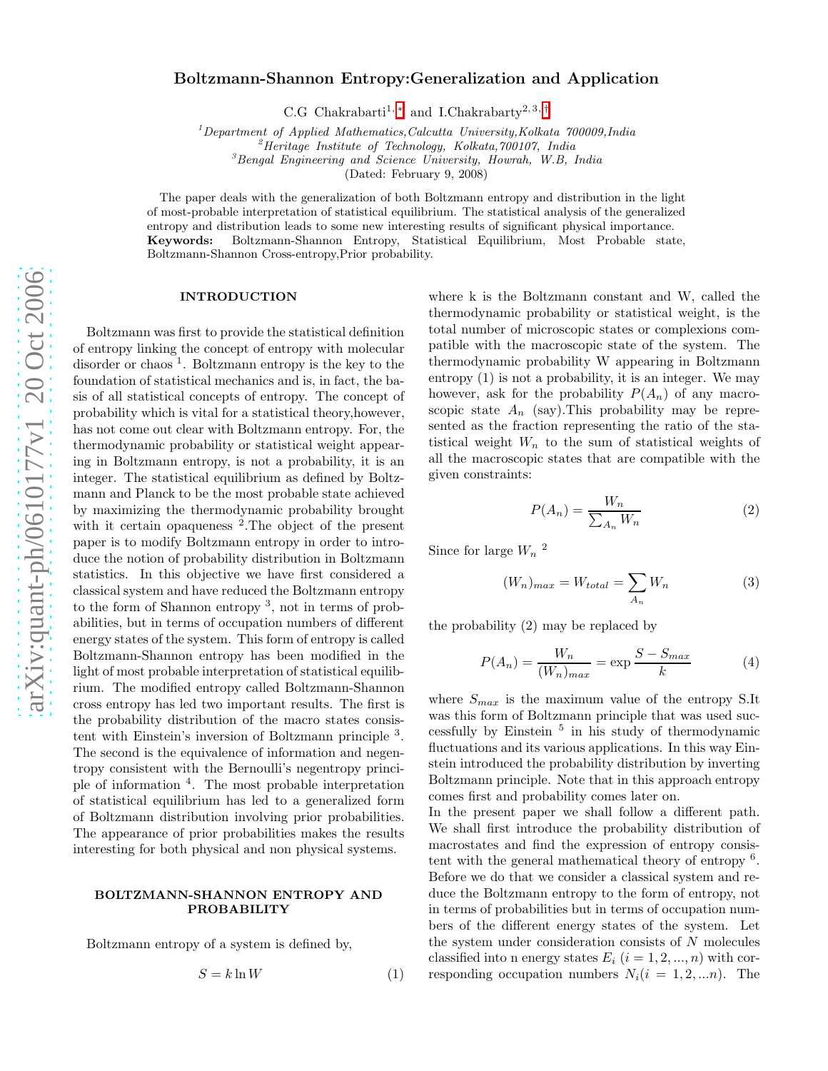# Boltzmann-Shannon Entropy:Generalization and Application

C.G Chakrabarti[1,*] and I.Chakrabarty[2,3,†]

[1]Department of Applied Mathematics,Calcutta University,Kolkata 700009,India
[2]Heritage Institute of Technology, Kolkata,700107, India
[3]Bengal Engineering and Science University, Howrah, W.B, India
(Dated: February 9, 2008)

The paper deals with the generalization of both Boltzmann entropy and distribution in the light of most-probable interpretation of statistical equilibrium. The statistical analysis of the generalized entropy and distribution leads to some new interesting results of significant physical importance.
**Keywords:** Boltzmann-Shannon Entropy, Statistical Equilibrium, Most Probable state, Boltzmann-Shannon Cross-entropy,Prior probability.

## INTRODUCTION

Boltzmann was first to provide the statistical definition of entropy linking the concept of entropy with molecular disorder or chaos [1]. Boltzmann entropy is the key to the foundation of statistical mechanics and is, in fact, the basis of all statistical concepts of entropy. The concept of probability which is vital for a statistical theory,however, has not come out clear with Boltzmann entropy. For, the thermodynamic probability or statistical weight appearing in Boltzmann entropy, is not a probability, it is an integer. The statistical equilibrium as defined by Boltzmann and Planck to be the most probable state achieved by maximizing the thermodynamic probability brought with it certain opaqueness [2].The object of the present paper is to modify Boltzmann entropy in order to introduce the notion of probability distribution in Boltzmann statistics. In this objective we have first considered a classical system and have reduced the Boltzmann entropy to the form of Shannon entropy [3], not in terms of probabilities, but in terms of occupation numbers of different energy states of the system. This form of entropy is called Boltzmann-Shannon entropy has been modified in the light of most probable interpretation of statistical equilibrium. The modified entropy called Boltzmann-Shannon cross entropy has led two important results. The first is the probability distribution of the macro states consistent with Einstein's inversion of Boltzmann principle [3]. The second is the equivalence of information and negentropy consistent with the Bernoulli's negentropy principle of information [4]. The most probable interpretation of statistical equilibrium has led to a generalized form of Boltzmann distribution involving prior probabilities. The appearance of prior probabilities makes the results interesting for both physical and non physical systems.

## BOLTZMANN-SHANNON ENTROPY AND PROBABILITY

Boltzmann entropy of a system is defined by,

$$S = k \ln W \tag{1}$$

where k is the Boltzmann constant and W, called the thermodynamic probability or statistical weight, is the total number of microscopic states or complexions compatible with the macroscopic state of the system. The thermodynamic probability W appearing in Boltzmann entropy (1) is not a probability, it is an integer. We may however, ask for the probability $P(A_n)$ of any macroscopic state $A_n$ (say).This probability may be represented as the fraction representing the ratio of the statistical weight $W_n$ to the sum of statistical weights of all the macroscopic states that are compatible with the given constraints:

$$P(A_n) = \frac{W_n}{\sum_{A_n} W_n} \tag{2}$$

Since for large $W_n$ [2]

$$(W_n)_{max} = W_{total} = \sum_{A_n} W_n \tag{3}$$

the probability (2) may be replaced by

$$P(A_n) = \frac{W_n}{(W_n)_{max}} = \exp \frac{S - S_{max}}{k} \tag{4}$$

where $S_{max}$ is the maximum value of the entropy S.It was this form of Boltzmann principle that was used successfully by Einstein [5] in his study of thermodynamic fluctuations and its various applications. In this way Einstein introduced the probability distribution by inverting Boltzmann principle. Note that in this approach entropy comes first and probability comes later on.

In the present paper we shall follow a different path. We shall first introduce the probability distribution of macrostates and find the expression of entropy consistent with the general mathematical theory of entropy [6]. Before we do that we consider a classical system and reduce the Boltzmann entropy to the form of entropy, not in terms of probabilities but in terms of occupation numbers of the different energy states of the system. Let the system under consideration consists of $N$ molecules classified into n energy states $E_i$ $(i = 1, 2, ..., n)$ with corresponding occupation numbers $N_i (i = 1, 2, ...n)$. The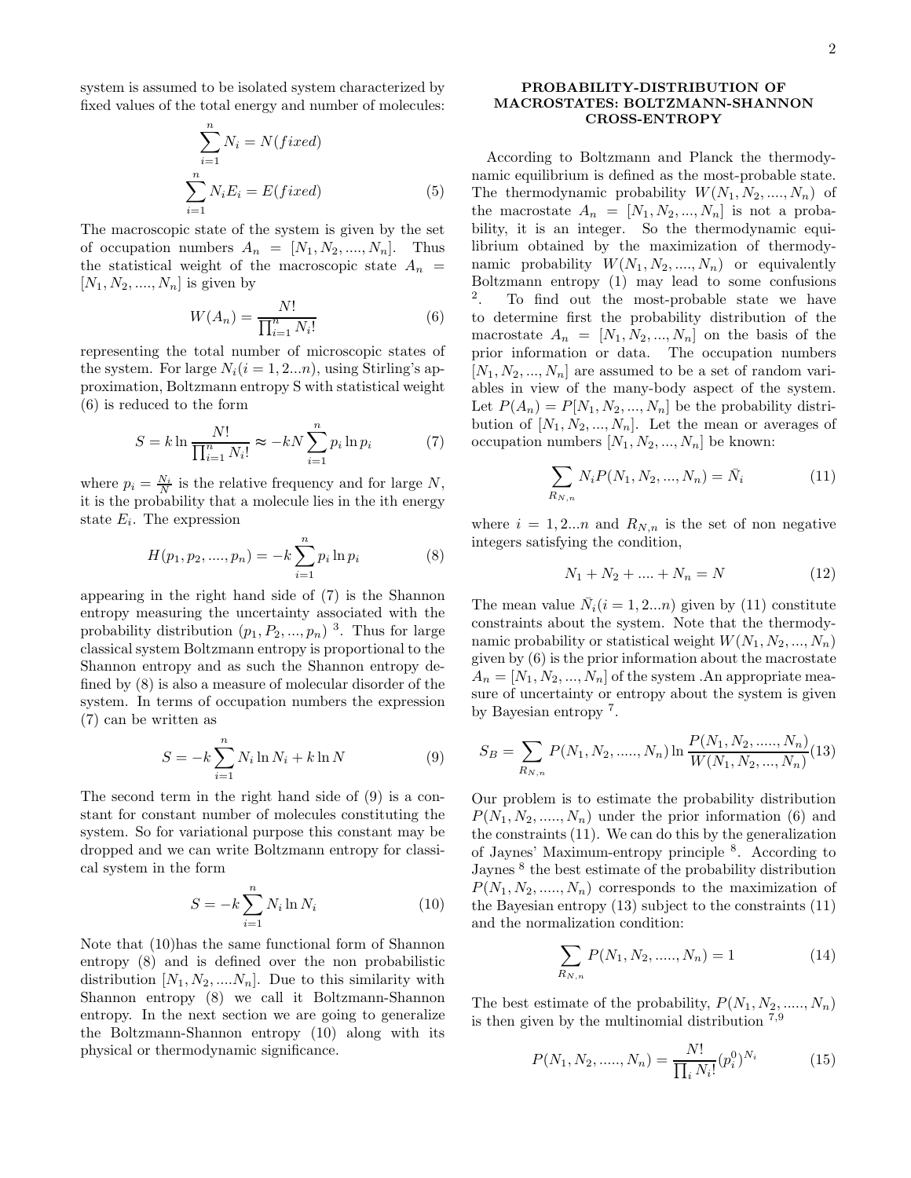system is assumed to be isolated system characterized by fixed values of the total energy and number of molecules:

$$\sum_{i=1}^{n} N_i = N(fixed)$$
$$\sum_{i=1}^{n} N_i E_i = E(fixed) \tag{5}$$

The macroscopic state of the system is given by the set of occupation numbers $A_n = [N_1, N_2, ...., N_n]$. Thus the statistical weight of the macroscopic state $A_n = [N_1, N_2, ...., N_n]$ is given by

$$W(A_n) = \frac{N!}{\prod_{i=1}^{n} N_i!} \tag{6}$$

representing the total number of microscopic states of the system. For large $N_i (i = 1, 2...n)$, using Stirling's approximation, Boltzmann entropy S with statistical weight (6) is reduced to the form

$$S = k \ln \frac{N!}{\prod_{i=1}^{n} N_i!} \approx -kN \sum_{i=1}^{n} p_i \ln p_i \tag{7}$$

where $p_i = \frac{N_i}{N}$ is the relative frequency and for large $N$, it is the probability that a molecule lies in the ith energy state $E_i$. The expression

$$H(p_1, p_2, ...., p_n) = -k \sum_{i=1}^{n} p_i \ln p_i \tag{8}$$

appearing in the right hand side of (7) is the Shannon entropy measuring the uncertainty associated with the probability distribution $(p_1, P_2, ..., p_n)$ [3]. Thus for large classical system Boltzmann entropy is proportional to the Shannon entropy and as such the Shannon entropy defined by (8) is also a measure of molecular disorder of the system. In terms of occupation numbers the expression (7) can be written as

$$S = -k \sum_{i=1}^{n} N_i \ln N_i + k \ln N \tag{9}$$

The second term in the right hand side of (9) is a constant for constant number of molecules constituting the system. So for variational purpose this constant may be dropped and we can write Boltzmann entropy for classical system in the form

$$S = -k \sum_{i=1}^{n} N_i \ln N_i \tag{10}$$

Note that (10)has the same functional form of Shannon entropy (8) and is defined over the non probabilistic distribution $[N_1, N_2, ....N_n]$. Due to this similarity with Shannon entropy (8) we call it Boltzmann-Shannon entropy. In the next section we are going to generalize the Boltzmann-Shannon entropy (10) along with its physical or thermodynamic significance.

## PROBABILITY-DISTRIBUTION OF MACROSTATES: BOLTZMANN-SHANNON CROSS-ENTROPY

According to Boltzmann and Planck the thermodynamic equilibrium is defined as the most-probable state. The thermodynamic probability $W(N_1, N_2, ...., N_n)$ of the macrostate $A_n = [N_1, N_2, ..., N_n]$ is not a probability, it is an integer. So the thermodynamic equilibrium obtained by the maximization of thermodynamic probability $W(N_1, N_2, ...., N_n)$ or equivalently Boltzmann entropy (1) may lead to some confusions [2]. To find out the most-probable state we have to determine first the probability distribution of the macrostate $A_n = [N_1, N_2, ..., N_n]$ on the basis of the prior information or data. The occupation numbers $[N_1, N_2, ..., N_n]$ are assumed to be a set of random variables in view of the many-body aspect of the system. Let $P(A_n) = P[N_1, N_2, ..., N_n]$ be the probability distribution of $[N_1, N_2, ..., N_n]$. Let the mean or averages of occupation numbers $[N_1, N_2, ..., N_n]$ be known:

$$\sum_{R_{N,n}} N_i P(N_1, N_2, ..., N_n) = \bar{N}_i \tag{11}$$

where $i = 1, 2...n$ and $R_{N,n}$ is the set of non negative integers satisfying the condition,

$$N_1 + N_2 + .... + N_n = N \tag{12}$$

The mean value $\bar{N}_i (i = 1, 2...n)$ given by (11) constitute constraints about the system. Note that the thermodynamic probability or statistical weight $W(N_1, N_2, ..., N_n)$ given by (6) is the prior information about the macrostate $A_n = [N_1, N_2, ..., N_n]$ of the system .An appropriate measure of uncertainty or entropy about the system is given by Bayesian entropy [7].

$$S_B = \sum_{R_{N,n}} P(N_1, N_2, ....., N_n) \ln \frac{P(N_1, N_2, ....., N_n)}{W(N_1, N_2, ..., N_n)} \tag{13}$$

Our problem is to estimate the probability distribution $P(N_1, N_2, ....., N_n)$ under the prior information (6) and the constraints (11). We can do this by the generalization of Jaynes' Maximum-entropy principle [8]. According to Jaynes [8] the best estimate of the probability distribution $P(N_1, N_2, ....., N_n)$ corresponds to the maximization of the Bayesian entropy (13) subject to the constraints (11) and the normalization condition:

$$\sum_{R_{N,n}} P(N_1, N_2, ....., N_n) = 1 \tag{14}$$

The best estimate of the probability, $P(N_1, N_2, ....., N_n)$ is then given by the multinomial distribution [7,9]

$$P(N_1, N_2, ....., N_n) = \frac{N!}{\prod_i N_i!} (p_i^0)^{N_i} \tag{15}$$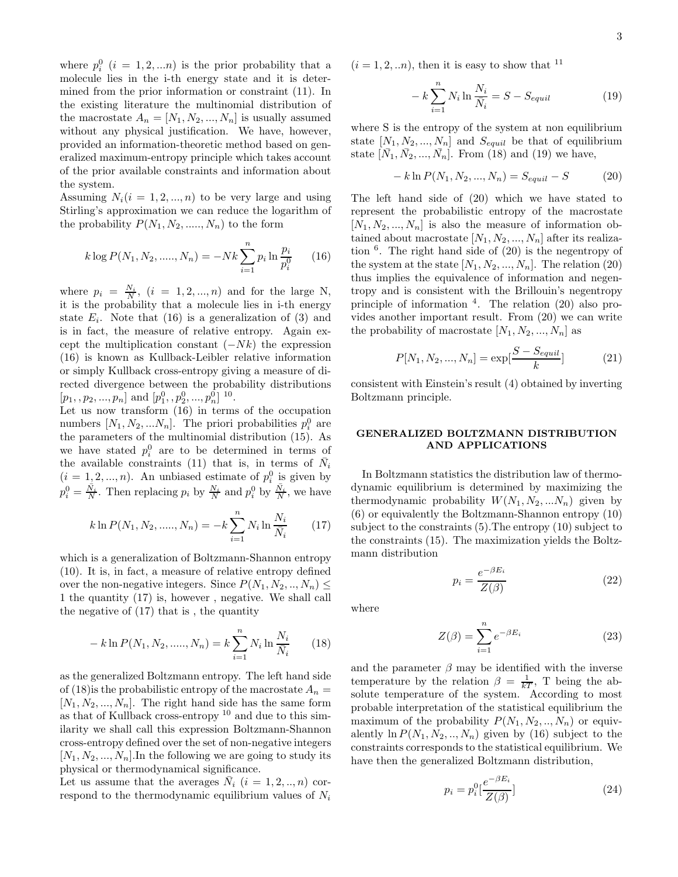where $p_i^0$ $(i = 1, 2, ...n)$ is the prior probability that a molecule lies in the i-th energy state and it is determined from the prior information or constraint (11). In the existing literature the multinomial distribution of the macrostate $A_n = [N_1, N_2, ..., N_n]$ is usually assumed without any physical justification. We have, however, provided an information-theoretic method based on generalized maximum-entropy principle which takes account of the prior available constraints and information about the system.

Assuming $N_i (i = 1, 2, ..., n)$ to be very large and using Stirling's approximation we can reduce the logarithm of the probability $P(N_1, N_2, ....., N_n)$ to the form

$$k \log P(N_1, N_2, ....., N_n) = -Nk \sum_{i=1}^{n} p_i \ln \frac{p_i}{p_i^0} \tag{16}$$

where $p_i = \frac{N_i}{N}$, $(i = 1, 2, ..., n)$ and for the large N, it is the probability that a molecule lies in i-th energy state $E_i$. Note that (16) is a generalization of (3) and is in fact, the measure of relative entropy. Again except the multiplication constant $(-Nk)$ the expression (16) is known as Kullback-Leibler relative information or simply Kullback cross-entropy giving a measure of directed divergence between the probability distributions $[p_1, , p_2, ..., p_n]$ and $[p_1^0, , p_2^0, ..., p_n^0]$ [10].

Let us now transform (16) in terms of the occupation numbers $[N_1, N_2, ...N_n]$. The priori probabilities $p_i^0$ are the parameters of the multinomial distribution (15). As we have stated $p_i^0$ are to be determined in terms of the available constraints (11) that is, in terms of $\bar{N}_i$ $(i = 1, 2, ..., n)$. An unbiased estimate of $p_i^0$ is given by $p_i^0 = \frac{\bar{N}_i}{N}$. Then replacing $p_i$ by $\frac{N_i}{N}$ and $p_i^0$ by $\frac{\bar{N}_i}{N}$, we have

$$k \ln P(N_1, N_2, ....., N_n) = -k \sum_{i=1}^{n} N_i \ln \frac{N_i}{\bar{N}_i} \tag{17}$$

which is a generalization of Boltzmann-Shannon entropy (10). It is, in fact, a measure of relative entropy defined over the non-negative integers. Since $P(N_1, N_2, .., N_n) \leq 1$ the quantity (17) is, however , negative. We shall call the negative of (17) that is , the quantity

$$-k \ln P(N_1, N_2, ....., N_n) = k \sum_{i=1}^{n} N_i \ln \frac{N_i}{\bar{N}_i} \tag{18}$$

as the generalized Boltzmann entropy. The left hand side of (18)is the probabilistic entropy of the macrostate $A_n = [N_1, N_2, ..., N_n]$. The right hand side has the same form as that of Kullback cross-entropy [10] and due to this similarity we shall call this expression Boltzmann-Shannon cross-entropy defined over the set of non-negative integers $[N_1, N_2, ..., N_n]$.In the following we are going to study its physical or thermodynamical significance.

Let us assume that the averages $\bar{N}_i$ $(i = 1, 2, .., n)$ correspond to the thermodynamic equilibrium values of $N_i$ $(i = 1, 2, ..n)$, then it is easy to show that [11]

$$-k \sum_{i=1}^{n} N_i \ln \frac{N_i}{\bar{N}_i} = S - S_{equil} \tag{19}$$

where S is the entropy of the system at non equilibrium state $[N_1, N_2, ..., N_n]$ and $S_{equil}$ be that of equilibrium state $[\bar{N}_1, \bar{N}_2, ..., \bar{N}_n]$. From (18) and (19) we have,

$$-k \ln P(N_1, N_2, ..., N_n) = S_{equil} - S \tag{20}$$

The left hand side of (20) which we have stated to represent the probabilistic entropy of the macrostate $[N_1, N_2, ..., N_n]$ is also the measure of information obtained about macrostate $[N_1, N_2, ..., N_n]$ after its realization [6]. The right hand side of (20) is the negentropy of the system at the state $[N_1, N_2, ..., N_n]$. The relation (20) thus implies the equivalence of information and negentropy and is consistent with the Brillouin's negentropy principle of information [4]. The relation (20) also provides another important result. From (20) we can write the probability of macrostate $[N_1, N_2, ..., N_n]$ as

$$P[N_1, N_2, ..., N_n] = \exp[\frac{S - S_{equil}}{k}] \tag{21}$$

consistent with Einstein's result (4) obtained by inverting Boltzmann principle.

## GENERALIZED BOLTZMANN DISTRIBUTION AND APPLICATIONS

In Boltzmann statistics the distribution law of thermodynamic equilibrium is determined by maximizing the thermodynamic probability $W(N_1, N_2, ...N_n)$ given by (6) or equivalently the Boltzmann-Shannon entropy (10) subject to the constraints (5).The entropy (10) subject to the constraints (15). The maximization yields the Boltzmann distribution

$$p_i = \frac{e^{-\beta E_i}}{Z(\beta)} \tag{22}$$

where

$$Z(\beta) = \sum_{i=1}^{n} e^{-\beta E_i} \tag{23}$$

and the parameter $\beta$ may be identified with the inverse temperature by the relation $\beta = \frac{1}{kT}$, T being the absolute temperature of the system. According to most probable interpretation of the statistical equilibrium the maximum of the probability $P(N_1, N_2, .., N_n)$ or equivalently $\ln P(N_1, N_2, .., N_n)$ given by (16) subject to the constraints corresponds to the statistical equilibrium. We have then the generalized Boltzmann distribution,

$$p_i = p_i^0 [\frac{e^{-\beta E_i}}{Z(\beta)}] \tag{24}$$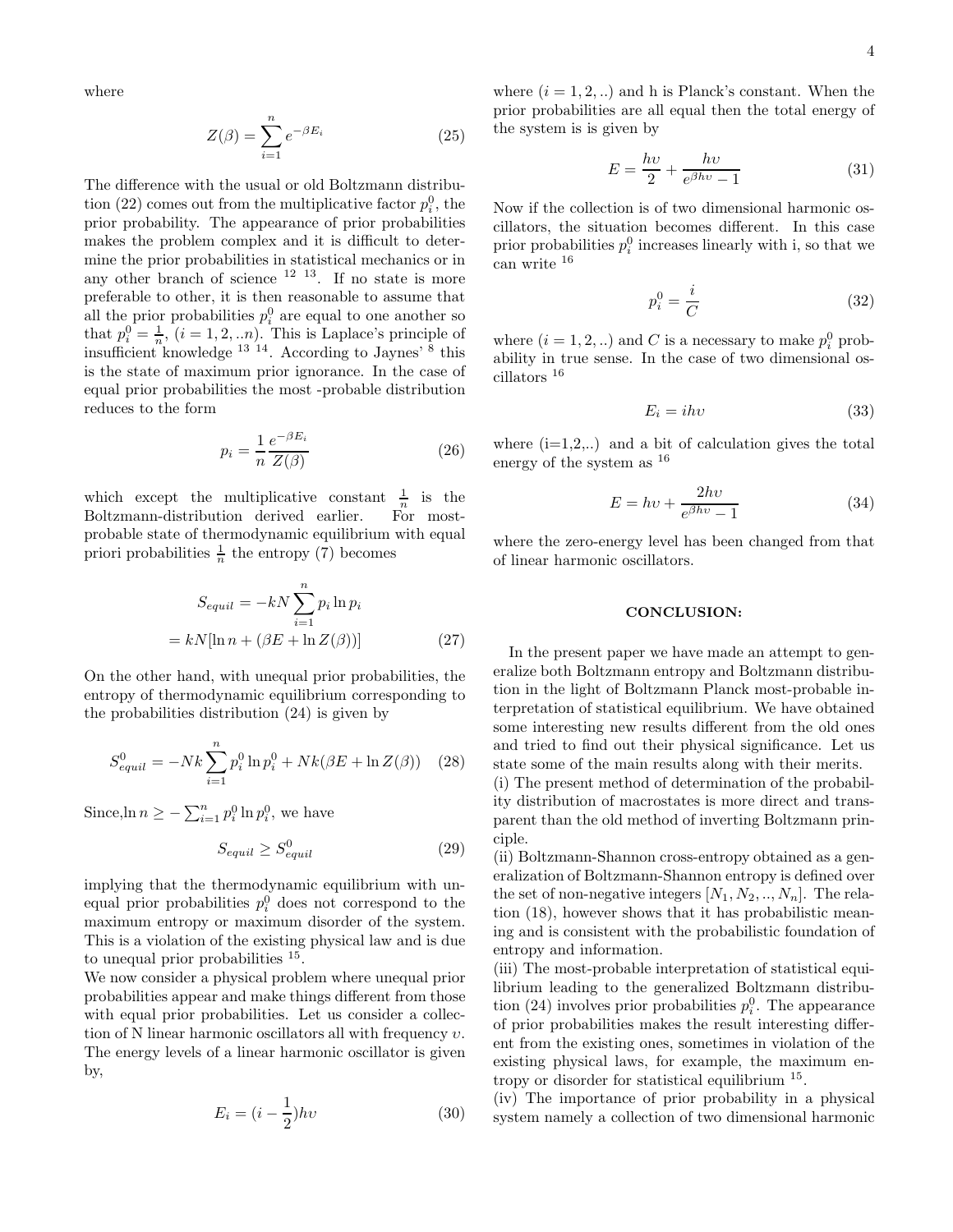where

$$Z(\beta) = \sum_{i=1}^{n} e^{-\beta E_i} \tag{25}$$

The difference with the usual or old Boltzmann distribution (22) comes out from the multiplicative factor $p_i^0$, the prior probability. The appearance of prior probabilities makes the problem complex and it is difficult to determine the prior probabilities in statistical mechanics or in any other branch of science [12 13]. If no state is more preferable to other, it is then reasonable to assume that all the prior probabilities $p_i^0$ are equal to one another so that $p_i^0 = \frac{1}{n}$, $(i = 1, 2, ..n)$. This is Laplace's principle of insufficient knowledge [13 14]. According to Jaynes' [8] this is the state of maximum prior ignorance. In the case of equal prior probabilities the most -probable distribution reduces to the form

$$p_i = \frac{1}{n} \frac{e^{-\beta E_i}}{Z(\beta)} \tag{26}$$

which except the multiplicative constant $\frac{1}{n}$ is the Boltzmann-distribution derived earlier. For most-probable state of thermodynamic equilibrium with equal priori probabilities $\frac{1}{n}$ the entropy (7) becomes

$$\begin{aligned} S_{equil} &= -kN \sum_{i=1}^{n} p_i \ln p_i \\ &= kN[\ln n + (\beta E + \ln Z(\beta))] \end{aligned} \tag{27}$$

On the other hand, with unequal prior probabilities, the entropy of thermodynamic equilibrium corresponding to the probabilities distribution (24) is given by

$$S_{equil}^0 = -Nk \sum_{i=1}^{n} p_i^0 \ln p_i^0 + Nk(\beta E + \ln Z(\beta)) \tag{28}$$

Since, $\ln n \geq -\sum_{i=1}^{n} p_i^0 \ln p_i^0$, we have

$$S_{equil} \geq S_{equil}^0 \tag{29}$$

implying that the thermodynamic equilibrium with unequal prior probabilities $p_i^0$ does not correspond to the maximum entropy or maximum disorder of the system. This is a violation of the existing physical law and is due to unequal prior probabilities [15].

We now consider a physical problem where unequal prior probabilities appear and make things different from those with equal prior probabilities. Let us consider a collection of N linear harmonic oscillators all with frequency $\upsilon$. The energy levels of a linear harmonic oscillator is given by,

$$E_i = (i - \frac{1}{2})h\upsilon \tag{30}$$

where $(i = 1, 2, ..)$ and h is Planck's constant. When the prior probabilities are all equal then the total energy of the system is is given by

$$E = \frac{h\upsilon}{2} + \frac{h\upsilon}{e^{\beta h\upsilon} - 1} \tag{31}$$

Now if the collection is of two dimensional harmonic oscillators, the situation becomes different. In this case prior probabilities $p_i^0$ increases linearly with i, so that we can write [16]

$$p_i^0 = \frac{i}{C} \tag{32}$$

where $(i = 1, 2, ..)$ and $C$ is a necessary to make $p_i^0$ probability in true sense. In the case of two dimensional oscillators [16]

$$E_i = ih\upsilon \tag{33}$$

where (i=1,2,..) and a bit of calculation gives the total energy of the system as [16]

$$E = h\upsilon + \frac{2h\upsilon}{e^{\beta h\upsilon} - 1} \tag{34}$$

where the zero-energy level has been changed from that of linear harmonic oscillators.

## CONCLUSION:

In the present paper we have made an attempt to generalize both Boltzmann entropy and Boltzmann distribution in the light of Boltzmann Planck most-probable interpretation of statistical equilibrium. We have obtained some interesting new results different from the old ones and tried to find out their physical significance. Let us state some of the main results along with their merits.

(i) The present method of determination of the probability distribution of macrostates is more direct and transparent than the old method of inverting Boltzmann principle.

(ii) Boltzmann-Shannon cross-entropy obtained as a generalization of Boltzmann-Shannon entropy is defined over the set of non-negative integers $[N_1, N_2, .., N_n]$. The relation (18), however shows that it has probabilistic meaning and is consistent with the probabilistic foundation of entropy and information.

(iii) The most-probable interpretation of statistical equilibrium leading to the generalized Boltzmann distribution (24) involves prior probabilities $p_i^0$. The appearance of prior probabilities makes the result interesting different from the existing ones, sometimes in violation of the existing physical laws, for example, the maximum entropy or disorder for statistical equilibrium [15].

(iv) The importance of prior probability in a physical system namely a collection of two dimensional harmonic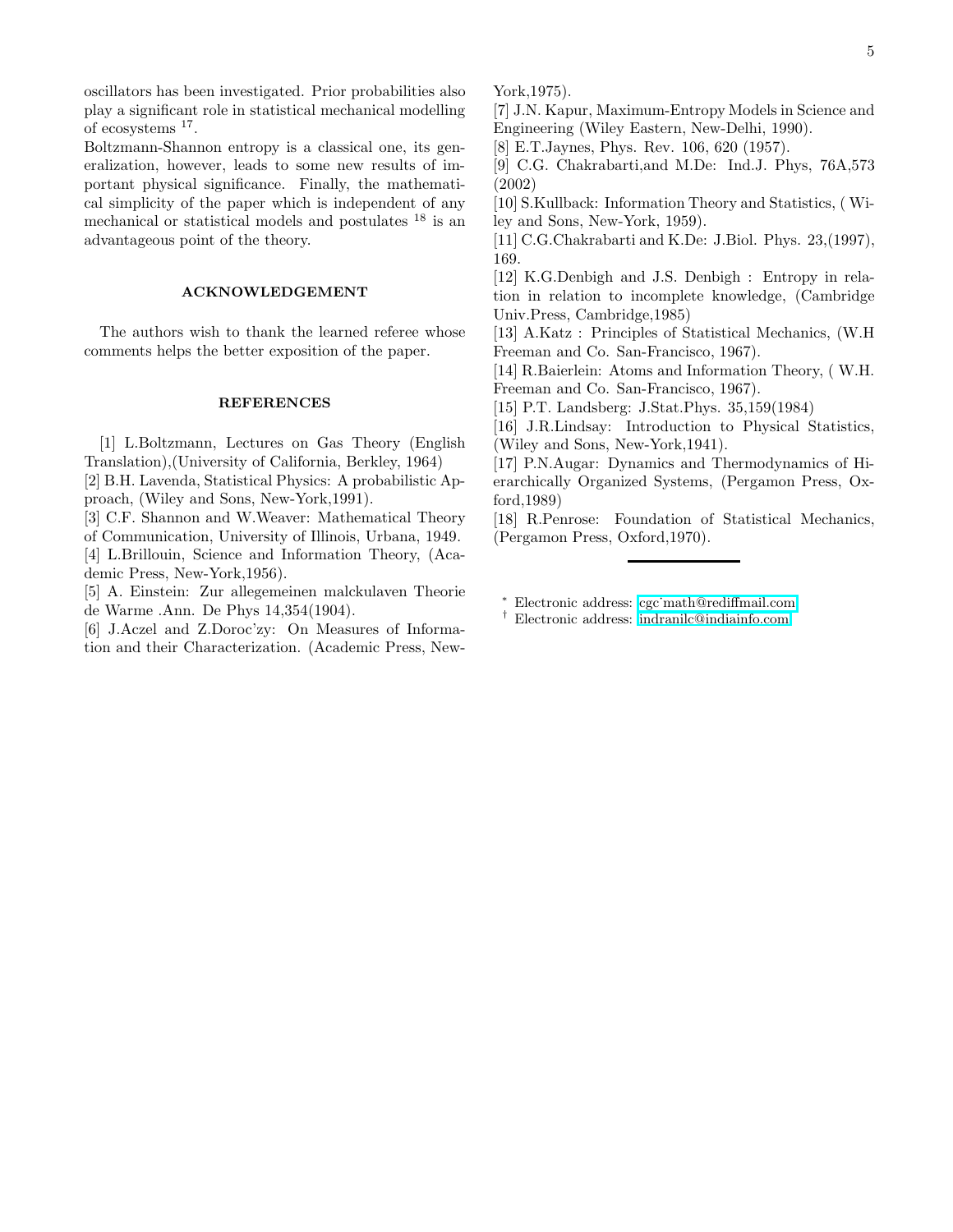oscillators has been investigated. Prior probabilities also play a significant role in statistical mechanical modelling of ecosystems [17].

Boltzmann-Shannon entropy is a classical one, its generalization, however, leads to some new results of important physical significance. Finally, the mathematical simplicity of the paper which is independent of any mechanical or statistical models and postulates [18] is an advantageous point of the theory.

## ACKNOWLEDGEMENT

The authors wish to thank the learned referee whose comments helps the better exposition of the paper.

## REFERENCES

[1] L.Boltzmann, Lectures on Gas Theory (English Translation),(University of California, Berkley, 1964)

[2] B.H. Lavenda, Statistical Physics: A probabilistic Approach, (Wiley and Sons, New-York,1991).

[3] C.F. Shannon and W.Weaver: Mathematical Theory of Communication, University of Illinois, Urbana, 1949.

[4] L.Brillouin, Science and Information Theory, (Academic Press, New-York,1956).

[5] A. Einstein: Zur allegemeinen malckulaven Theorie de Warme .Ann. De Phys 14,354(1904).

[6] J.Aczel and Z.Doroc'zy: On Measures of Information and their Characterization. (Academic Press, New-York,1975).

[7] J.N. Kapur, Maximum-Entropy Models in Science and Engineering (Wiley Eastern, New-Delhi, 1990).

[8] E.T.Jaynes, Phys. Rev. 106, 620 (1957).

[9] C.G. Chakrabarti,and M.De: Ind.J. Phys, 76A,573 (2002)

[10] S.Kullback: Information Theory and Statistics, ( Wiley and Sons, New-York, 1959).

[11] C.G.Chakrabarti and K.De: J.Biol. Phys. 23,(1997), 169.

[12] K.G.Denbigh and J.S. Denbigh : Entropy in relation in relation to incomplete knowledge, (Cambridge Univ.Press, Cambridge,1985)

[13] A.Katz : Principles of Statistical Mechanics, (W.H Freeman and Co. San-Francisco, 1967).

[14] R.Baierlein: Atoms and Information Theory, ( W.H. Freeman and Co. San-Francisco, 1967).

[15] P.T. Landsberg: J.Stat.Phys. 35,159(1984)

[16] J.R.Lindsay: Introduction to Physical Statistics, (Wiley and Sons, New-York,1941).

[17] P.N.Augar: Dynamics and Thermodynamics of Hierarchically Organized Systems, (Pergamon Press, Oxford,1989)

[18] R.Penrose: Foundation of Statistical Mechanics, (Pergamon Press, Oxford,1970).

---

* Electronic address: cgc˙math@rediffmail.com

† Electronic address: indranilc@indiainfo.com